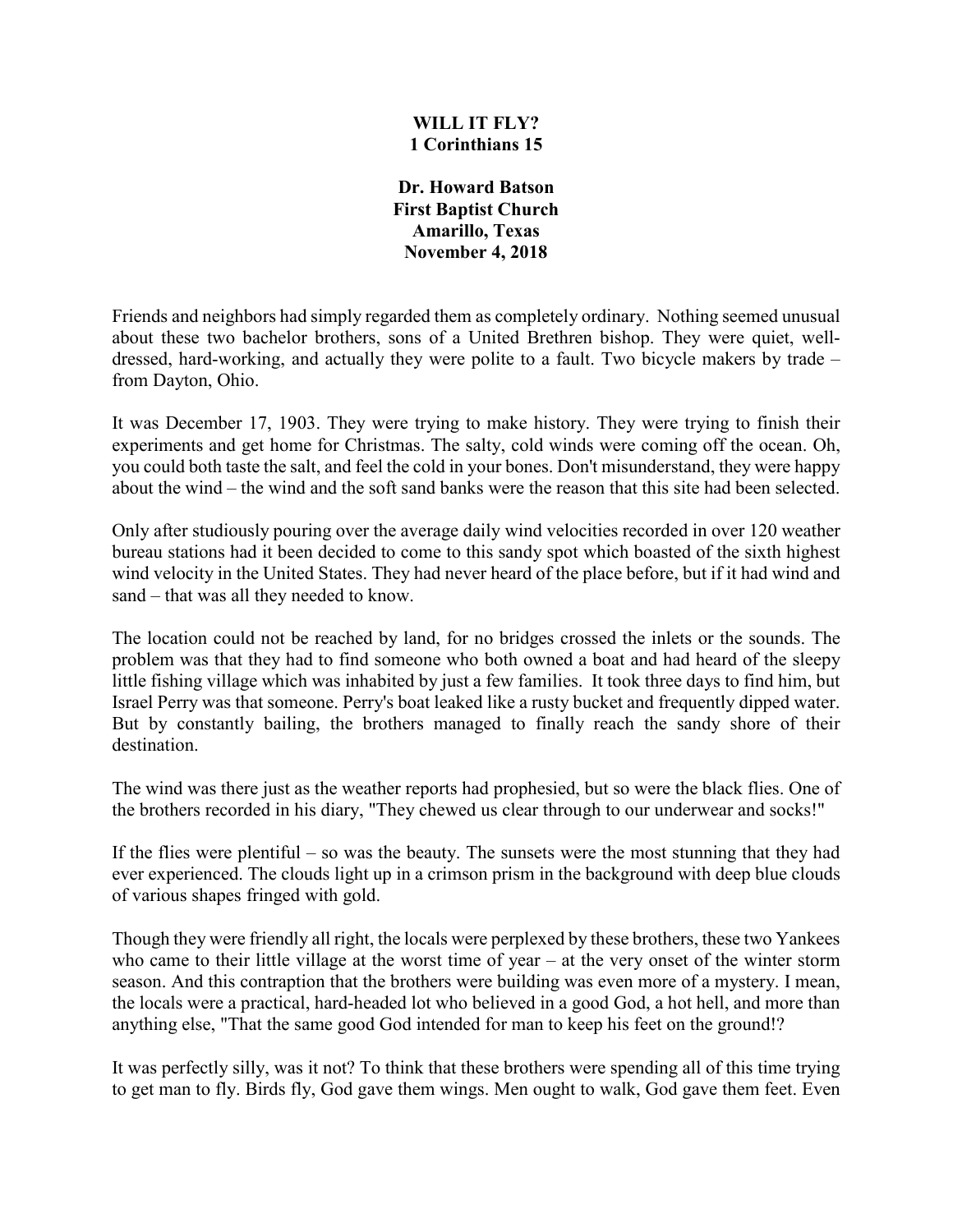**WILL IT FLY?**
**1 Corinthians 15**

**Dr. Howard Batson**
**First Baptist Church**
**Amarillo, Texas**
**November 4, 2018**

Friends and neighbors had simply regarded them as completely ordinary. Nothing seemed unusual about these two bachelor brothers, sons of a United Brethren bishop. They were quiet, well-dressed, hard-working, and actually they were polite to a fault. Two bicycle makers by trade – from Dayton, Ohio.

It was December 17, 1903. They were trying to make history. They were trying to finish their experiments and get home for Christmas. The salty, cold winds were coming off the ocean. Oh, you could both taste the salt, and feel the cold in your bones. Don't misunderstand, they were happy about the wind – the wind and the soft sand banks were the reason that this site had been selected.

Only after studiously pouring over the average daily wind velocities recorded in over 120 weather bureau stations had it been decided to come to this sandy spot which boasted of the sixth highest wind velocity in the United States. They had never heard of the place before, but if it had wind and sand – that was all they needed to know.

The location could not be reached by land, for no bridges crossed the inlets or the sounds. The problem was that they had to find someone who both owned a boat and had heard of the sleepy little fishing village which was inhabited by just a few families. It took three days to find him, but Israel Perry was that someone. Perry's boat leaked like a rusty bucket and frequently dipped water. But by constantly bailing, the brothers managed to finally reach the sandy shore of their destination.

The wind was there just as the weather reports had prophesied, but so were the black flies. One of the brothers recorded in his diary, "They chewed us clear through to our underwear and socks!"

If the flies were plentiful – so was the beauty. The sunsets were the most stunning that they had ever experienced. The clouds light up in a crimson prism in the background with deep blue clouds of various shapes fringed with gold.

Though they were friendly all right, the locals were perplexed by these brothers, these two Yankees who came to their little village at the worst time of year – at the very onset of the winter storm season. And this contraption that the brothers were building was even more of a mystery. I mean, the locals were a practical, hard-headed lot who believed in a good God, a hot hell, and more than anything else, "That the same good God intended for man to keep his feet on the ground!?

It was perfectly silly, was it not? To think that these brothers were spending all of this time trying to get man to fly. Birds fly, God gave them wings. Men ought to walk, God gave them feet. Even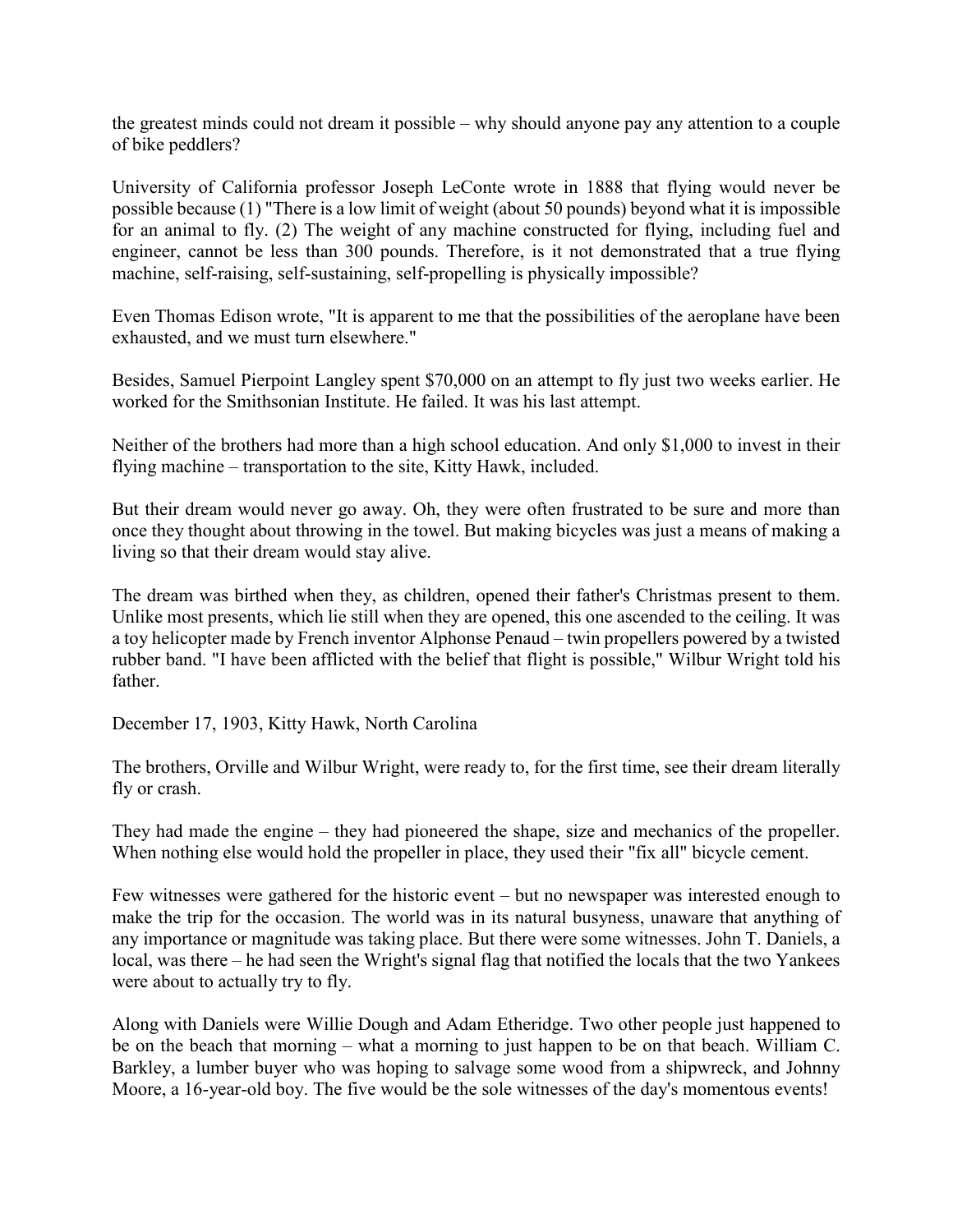the greatest minds could not dream it possible – why should anyone pay any attention to a couple of bike peddlers?

University of California professor Joseph LeConte wrote in 1888 that flying would never be possible because (1) "There is a low limit of weight (about 50 pounds) beyond what it is impossible for an animal to fly. (2) The weight of any machine constructed for flying, including fuel and engineer, cannot be less than 300 pounds. Therefore, is it not demonstrated that a true flying machine, self-raising, self-sustaining, self-propelling is physically impossible?

Even Thomas Edison wrote, "It is apparent to me that the possibilities of the aeroplane have been exhausted, and we must turn elsewhere."

Besides, Samuel Pierpoint Langley spent $70,000 on an attempt to fly just two weeks earlier. He worked for the Smithsonian Institute. He failed. It was his last attempt.

Neither of the brothers had more than a high school education. And only $1,000 to invest in their flying machine – transportation to the site, Kitty Hawk, included.

But their dream would never go away. Oh, they were often frustrated to be sure and more than once they thought about throwing in the towel. But making bicycles was just a means of making a living so that their dream would stay alive.

The dream was birthed when they, as children, opened their father's Christmas present to them. Unlike most presents, which lie still when they are opened, this one ascended to the ceiling. It was a toy helicopter made by French inventor Alphonse Penaud – twin propellers powered by a twisted rubber band. "I have been afflicted with the belief that flight is possible," Wilbur Wright told his father.

December 17, 1903, Kitty Hawk, North Carolina

The brothers, Orville and Wilbur Wright, were ready to, for the first time, see their dream literally fly or crash.

They had made the engine – they had pioneered the shape, size and mechanics of the propeller. When nothing else would hold the propeller in place, they used their "fix all" bicycle cement.

Few witnesses were gathered for the historic event – but no newspaper was interested enough to make the trip for the occasion. The world was in its natural busyness, unaware that anything of any importance or magnitude was taking place. But there were some witnesses. John T. Daniels, a local, was there – he had seen the Wright's signal flag that notified the locals that the two Yankees were about to actually try to fly.

Along with Daniels were Willie Dough and Adam Etheridge. Two other people just happened to be on the beach that morning – what a morning to just happen to be on that beach. William C. Barkley, a lumber buyer who was hoping to salvage some wood from a shipwreck, and Johnny Moore, a 16-year-old boy. The five would be the sole witnesses of the day's momentous events!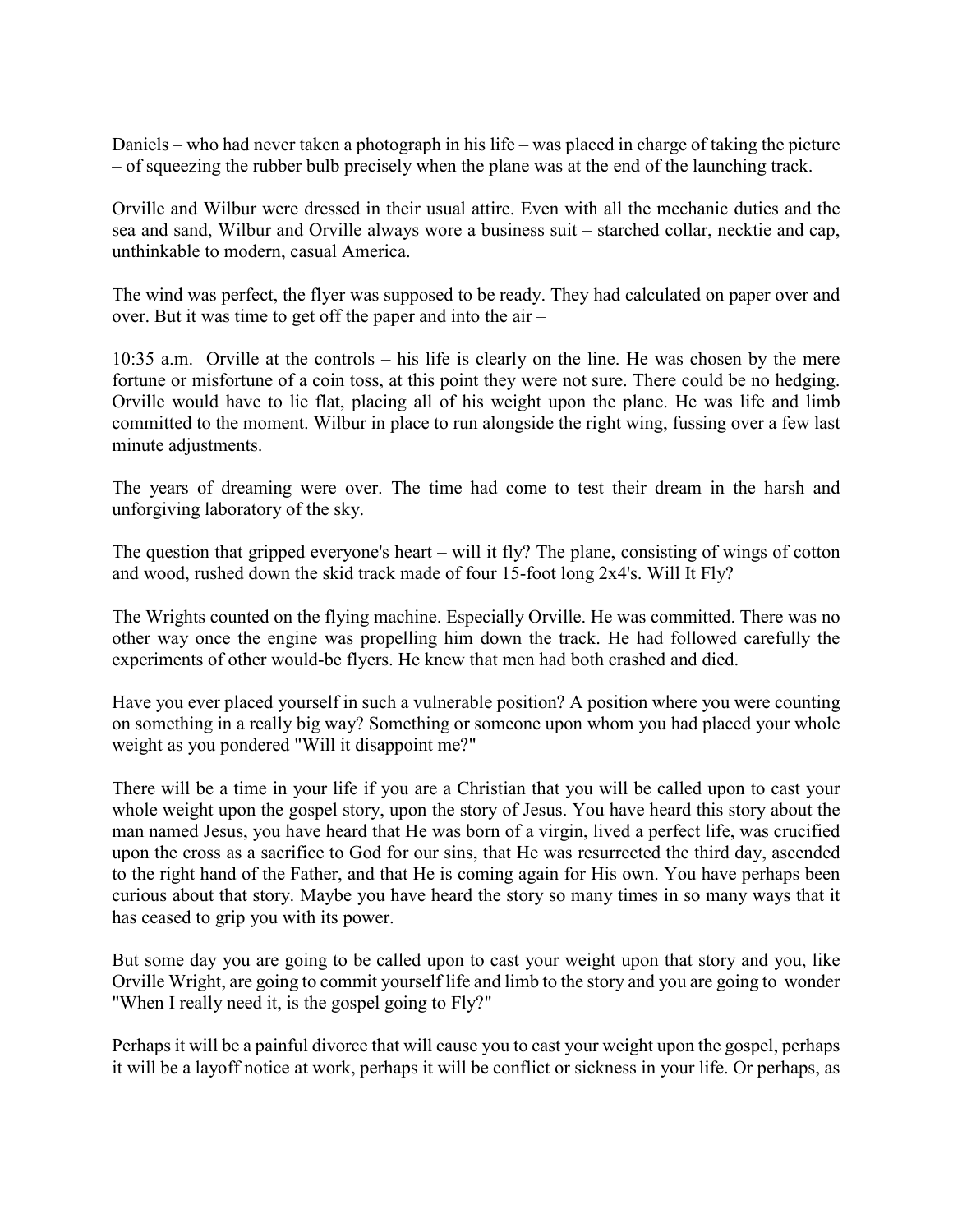Daniels – who had never taken a photograph in his life – was placed in charge of taking the picture – of squeezing the rubber bulb precisely when the plane was at the end of the launching track.

Orville and Wilbur were dressed in their usual attire. Even with all the mechanic duties and the sea and sand, Wilbur and Orville always wore a business suit – starched collar, necktie and cap, unthinkable to modern, casual America.

The wind was perfect, the flyer was supposed to be ready. They had calculated on paper over and over. But it was time to get off the paper and into the air –

10:35 a.m.  Orville at the controls – his life is clearly on the line. He was chosen by the mere fortune or misfortune of a coin toss, at this point they were not sure. There could be no hedging. Orville would have to lie flat, placing all of his weight upon the plane. He was life and limb committed to the moment. Wilbur in place to run alongside the right wing, fussing over a few last minute adjustments.

The years of dreaming were over. The time had come to test their dream in the harsh and unforgiving laboratory of the sky.

The question that gripped everyone's heart – will it fly? The plane, consisting of wings of cotton and wood, rushed down the skid track made of four 15-foot long 2x4's. Will It Fly?

The Wrights counted on the flying machine. Especially Orville. He was committed. There was no other way once the engine was propelling him down the track. He had followed carefully the experiments of other would-be flyers. He knew that men had both crashed and died.

Have you ever placed yourself in such a vulnerable position? A position where you were counting on something in a really big way? Something or someone upon whom you had placed your whole weight as you pondered "Will it disappoint me?"

There will be a time in your life if you are a Christian that you will be called upon to cast your whole weight upon the gospel story, upon the story of Jesus. You have heard this story about the man named Jesus, you have heard that He was born of a virgin, lived a perfect life, was crucified upon the cross as a sacrifice to God for our sins, that He was resurrected the third day, ascended to the right hand of the Father, and that He is coming again for His own. You have perhaps been curious about that story. Maybe you have heard the story so many times in so many ways that it has ceased to grip you with its power.

But some day you are going to be called upon to cast your weight upon that story and you, like Orville Wright, are going to commit yourself life and limb to the story and you are going to wonder "When I really need it, is the gospel going to Fly?"

Perhaps it will be a painful divorce that will cause you to cast your weight upon the gospel, perhaps it will be a layoff notice at work, perhaps it will be conflict or sickness in your life. Or perhaps, as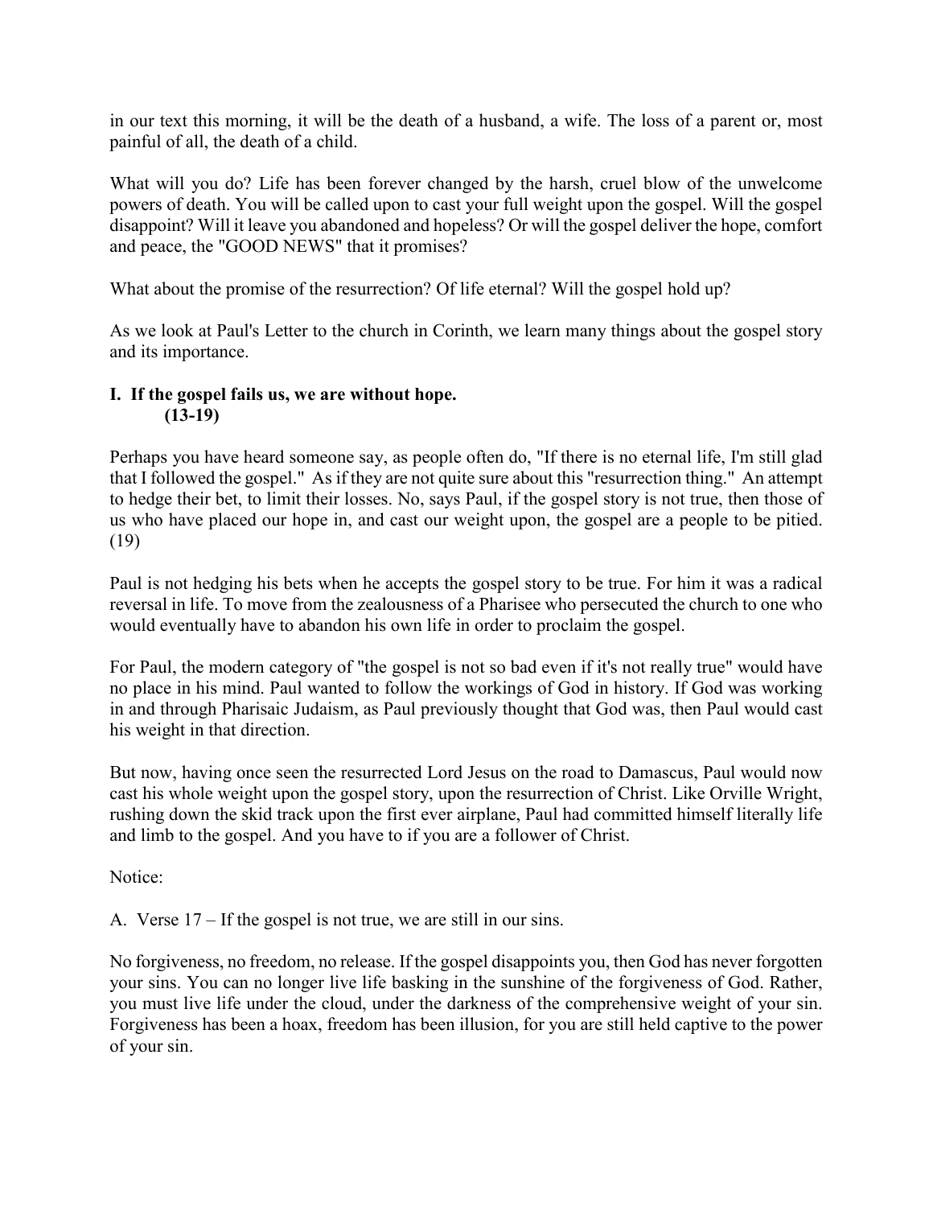in our text this morning, it will be the death of a husband, a wife. The loss of a parent or, most painful of all, the death of a child.

What will you do? Life has been forever changed by the harsh, cruel blow of the unwelcome powers of death. You will be called upon to cast your full weight upon the gospel. Will the gospel disappoint? Will it leave you abandoned and hopeless? Or will the gospel deliver the hope, comfort and peace, the "GOOD NEWS" that it promises?

What about the promise of the resurrection? Of life eternal? Will the gospel hold up?

As we look at Paul's Letter to the church in Corinth, we learn many things about the gospel story and its importance.

**I. If the gospel fails us, we are without hope.**
**(13-19)**

Perhaps you have heard someone say, as people often do, "If there is no eternal life, I'm still glad that I followed the gospel." As if they are not quite sure about this "resurrection thing." An attempt to hedge their bet, to limit their losses. No, says Paul, if the gospel story is not true, then those of us who have placed our hope in, and cast our weight upon, the gospel are a people to be pitied. (19)

Paul is not hedging his bets when he accepts the gospel story to be true. For him it was a radical reversal in life. To move from the zealousness of a Pharisee who persecuted the church to one who would eventually have to abandon his own life in order to proclaim the gospel.

For Paul, the modern category of "the gospel is not so bad even if it's not really true" would have no place in his mind. Paul wanted to follow the workings of God in history. If God was working in and through Pharisaic Judaism, as Paul previously thought that God was, then Paul would cast his weight in that direction.

But now, having once seen the resurrected Lord Jesus on the road to Damascus, Paul would now cast his whole weight upon the gospel story, upon the resurrection of Christ. Like Orville Wright, rushing down the skid track upon the first ever airplane, Paul had committed himself literally life and limb to the gospel. And you have to if you are a follower of Christ.

Notice:

A. Verse 17 – If the gospel is not true, we are still in our sins.

No forgiveness, no freedom, no release. If the gospel disappoints you, then God has never forgotten your sins. You can no longer live life basking in the sunshine of the forgiveness of God. Rather, you must live life under the cloud, under the darkness of the comprehensive weight of your sin. Forgiveness has been a hoax, freedom has been illusion, for you are still held captive to the power of your sin.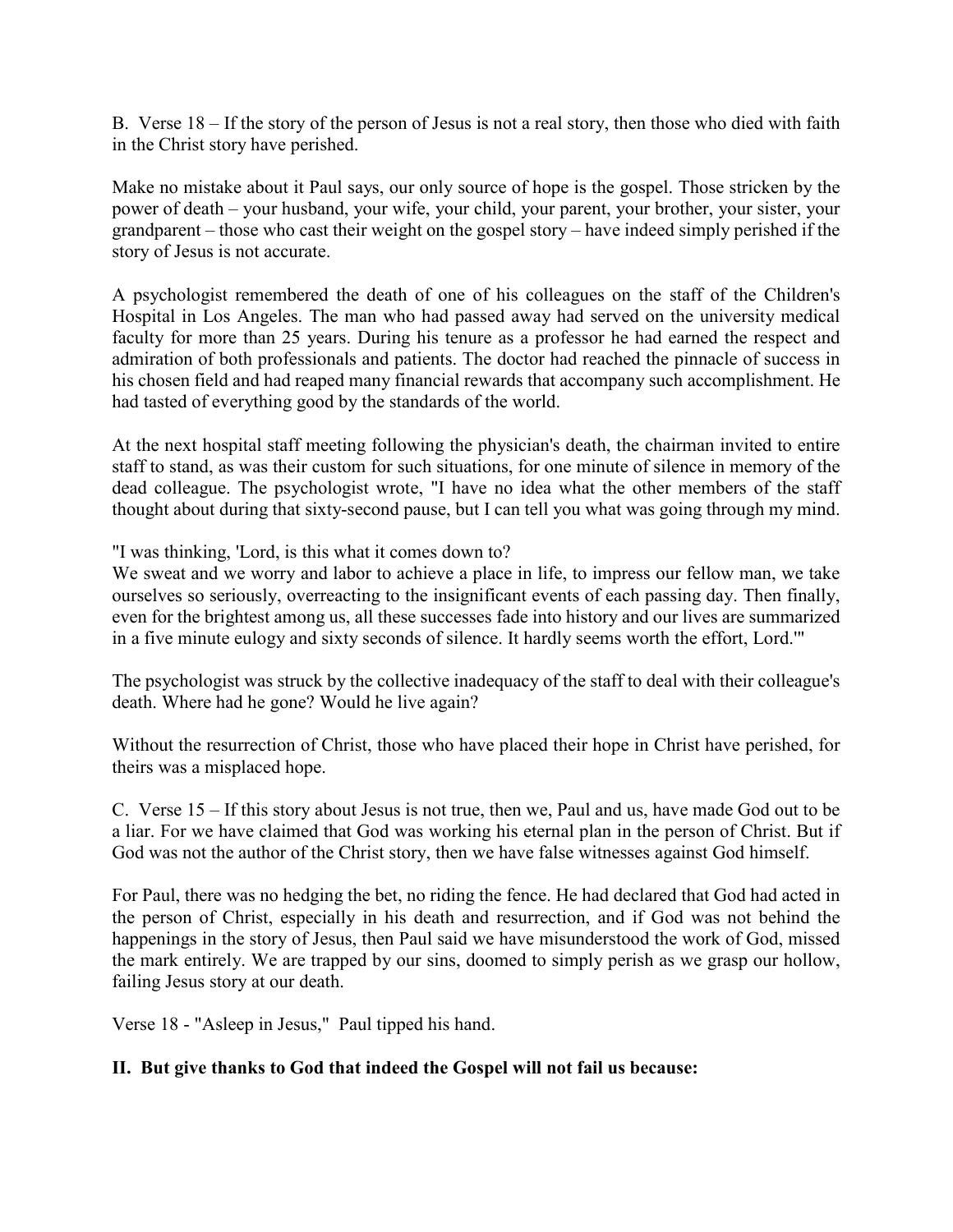B. Verse 18 – If the story of the person of Jesus is not a real story, then those who died with faith in the Christ story have perished.

Make no mistake about it Paul says, our only source of hope is the gospel. Those stricken by the power of death – your husband, your wife, your child, your parent, your brother, your sister, your grandparent – those who cast their weight on the gospel story – have indeed simply perished if the story of Jesus is not accurate.

A psychologist remembered the death of one of his colleagues on the staff of the Children's Hospital in Los Angeles. The man who had passed away had served on the university medical faculty for more than 25 years. During his tenure as a professor he had earned the respect and admiration of both professionals and patients. The doctor had reached the pinnacle of success in his chosen field and had reaped many financial rewards that accompany such accomplishment. He had tasted of everything good by the standards of the world.

At the next hospital staff meeting following the physician's death, the chairman invited to entire staff to stand, as was their custom for such situations, for one minute of silence in memory of the dead colleague. The psychologist wrote, "I have no idea what the other members of the staff thought about during that sixty-second pause, but I can tell you what was going through my mind.

"I was thinking, 'Lord, is this what it comes down to?
We sweat and we worry and labor to achieve a place in life, to impress our fellow man, we take ourselves so seriously, overreacting to the insignificant events of each passing day. Then finally, even for the brightest among us, all these successes fade into history and our lives are summarized in a five minute eulogy and sixty seconds of silence. It hardly seems worth the effort, Lord.'"

The psychologist was struck by the collective inadequacy of the staff to deal with their colleague's death. Where had he gone? Would he live again?

Without the resurrection of Christ, those who have placed their hope in Christ have perished, for theirs was a misplaced hope.

C. Verse 15 – If this story about Jesus is not true, then we, Paul and us, have made God out to be a liar. For we have claimed that God was working his eternal plan in the person of Christ. But if God was not the author of the Christ story, then we have false witnesses against God himself.

For Paul, there was no hedging the bet, no riding the fence. He had declared that God had acted in the person of Christ, especially in his death and resurrection, and if God was not behind the happenings in the story of Jesus, then Paul said we have misunderstood the work of God, missed the mark entirely. We are trapped by our sins, doomed to simply perish as we grasp our hollow, failing Jesus story at our death.

Verse 18 - "Asleep in Jesus," Paul tipped his hand.

## II. But give thanks to God that indeed the Gospel will not fail us because: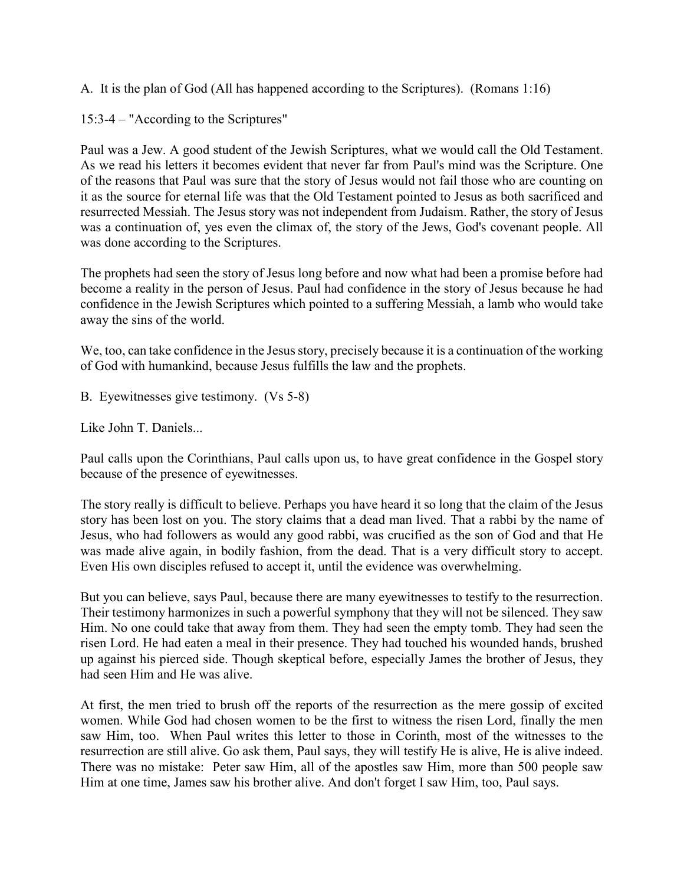A. It is the plan of God (All has happened according to the Scriptures). (Romans 1:16)

15:3-4 – "According to the Scriptures"

Paul was a Jew. A good student of the Jewish Scriptures, what we would call the Old Testament. As we read his letters it becomes evident that never far from Paul's mind was the Scripture. One of the reasons that Paul was sure that the story of Jesus would not fail those who are counting on it as the source for eternal life was that the Old Testament pointed to Jesus as both sacrificed and resurrected Messiah. The Jesus story was not independent from Judaism. Rather, the story of Jesus was a continuation of, yes even the climax of, the story of the Jews, God's covenant people. All was done according to the Scriptures.

The prophets had seen the story of Jesus long before and now what had been a promise before had become a reality in the person of Jesus. Paul had confidence in the story of Jesus because he had confidence in the Jewish Scriptures which pointed to a suffering Messiah, a lamb who would take away the sins of the world.

We, too, can take confidence in the Jesus story, precisely because it is a continuation of the working of God with humankind, because Jesus fulfills the law and the prophets.

B. Eyewitnesses give testimony. (Vs 5-8)

Like John T. Daniels...

Paul calls upon the Corinthians, Paul calls upon us, to have great confidence in the Gospel story because of the presence of eyewitnesses.

The story really is difficult to believe. Perhaps you have heard it so long that the claim of the Jesus story has been lost on you. The story claims that a dead man lived. That a rabbi by the name of Jesus, who had followers as would any good rabbi, was crucified as the son of God and that He was made alive again, in bodily fashion, from the dead. That is a very difficult story to accept. Even His own disciples refused to accept it, until the evidence was overwhelming.

But you can believe, says Paul, because there are many eyewitnesses to testify to the resurrection. Their testimony harmonizes in such a powerful symphony that they will not be silenced. They saw Him. No one could take that away from them. They had seen the empty tomb. They had seen the risen Lord. He had eaten a meal in their presence. They had touched his wounded hands, brushed up against his pierced side. Though skeptical before, especially James the brother of Jesus, they had seen Him and He was alive.

At first, the men tried to brush off the reports of the resurrection as the mere gossip of excited women. While God had chosen women to be the first to witness the risen Lord, finally the men saw Him, too. When Paul writes this letter to those in Corinth, most of the witnesses to the resurrection are still alive. Go ask them, Paul says, they will testify He is alive, He is alive indeed. There was no mistake: Peter saw Him, all of the apostles saw Him, more than 500 people saw Him at one time, James saw his brother alive. And don't forget I saw Him, too, Paul says.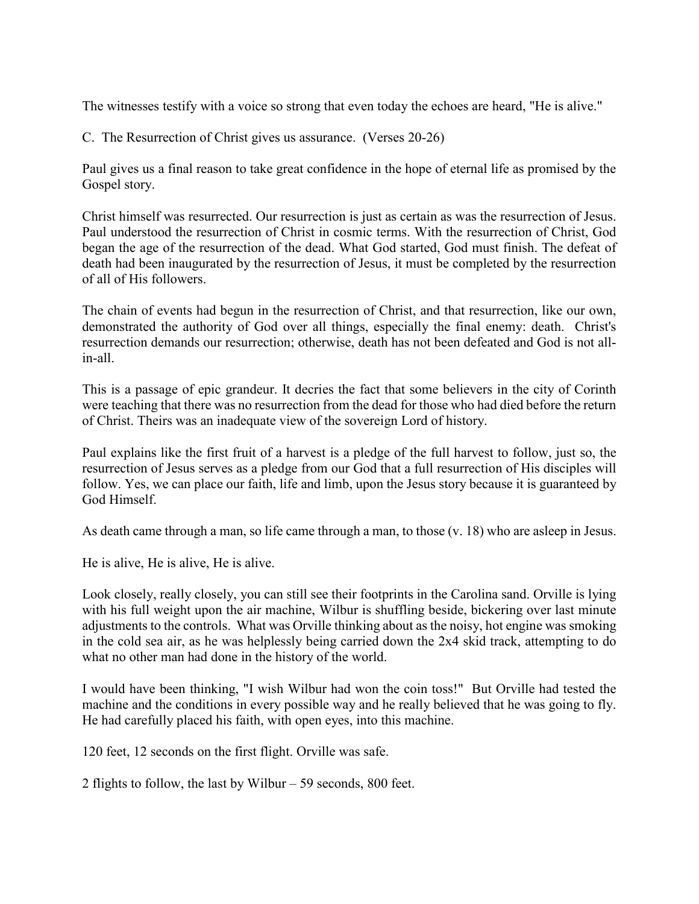The witnesses testify with a voice so strong that even today the echoes are heard, "He is alive."

C. The Resurrection of Christ gives us assurance. (Verses 20-26)

Paul gives us a final reason to take great confidence in the hope of eternal life as promised by the Gospel story.

Christ himself was resurrected. Our resurrection is just as certain as was the resurrection of Jesus. Paul understood the resurrection of Christ in cosmic terms. With the resurrection of Christ, God began the age of the resurrection of the dead. What God started, God must finish. The defeat of death had been inaugurated by the resurrection of Jesus, it must be completed by the resurrection of all of His followers.

The chain of events had begun in the resurrection of Christ, and that resurrection, like our own, demonstrated the authority of God over all things, especially the final enemy: death. Christ's resurrection demands our resurrection; otherwise, death has not been defeated and God is not all-in-all.

This is a passage of epic grandeur. It decries the fact that some believers in the city of Corinth were teaching that there was no resurrection from the dead for those who had died before the return of Christ. Theirs was an inadequate view of the sovereign Lord of history.

Paul explains like the first fruit of a harvest is a pledge of the full harvest to follow, just so, the resurrection of Jesus serves as a pledge from our God that a full resurrection of His disciples will follow. Yes, we can place our faith, life and limb, upon the Jesus story because it is guaranteed by God Himself.

As death came through a man, so life came through a man, to those (v. 18) who are asleep in Jesus.

He is alive, He is alive, He is alive.

Look closely, really closely, you can still see their footprints in the Carolina sand. Orville is lying with his full weight upon the air machine, Wilbur is shuffling beside, bickering over last minute adjustments to the controls. What was Orville thinking about as the noisy, hot engine was smoking in the cold sea air, as he was helplessly being carried down the 2x4 skid track, attempting to do what no other man had done in the history of the world.

I would have been thinking, "I wish Wilbur had won the coin toss!" But Orville had tested the machine and the conditions in every possible way and he really believed that he was going to fly. He had carefully placed his faith, with open eyes, into this machine.

120 feet, 12 seconds on the first flight. Orville was safe.

2 flights to follow, the last by Wilbur – 59 seconds, 800 feet.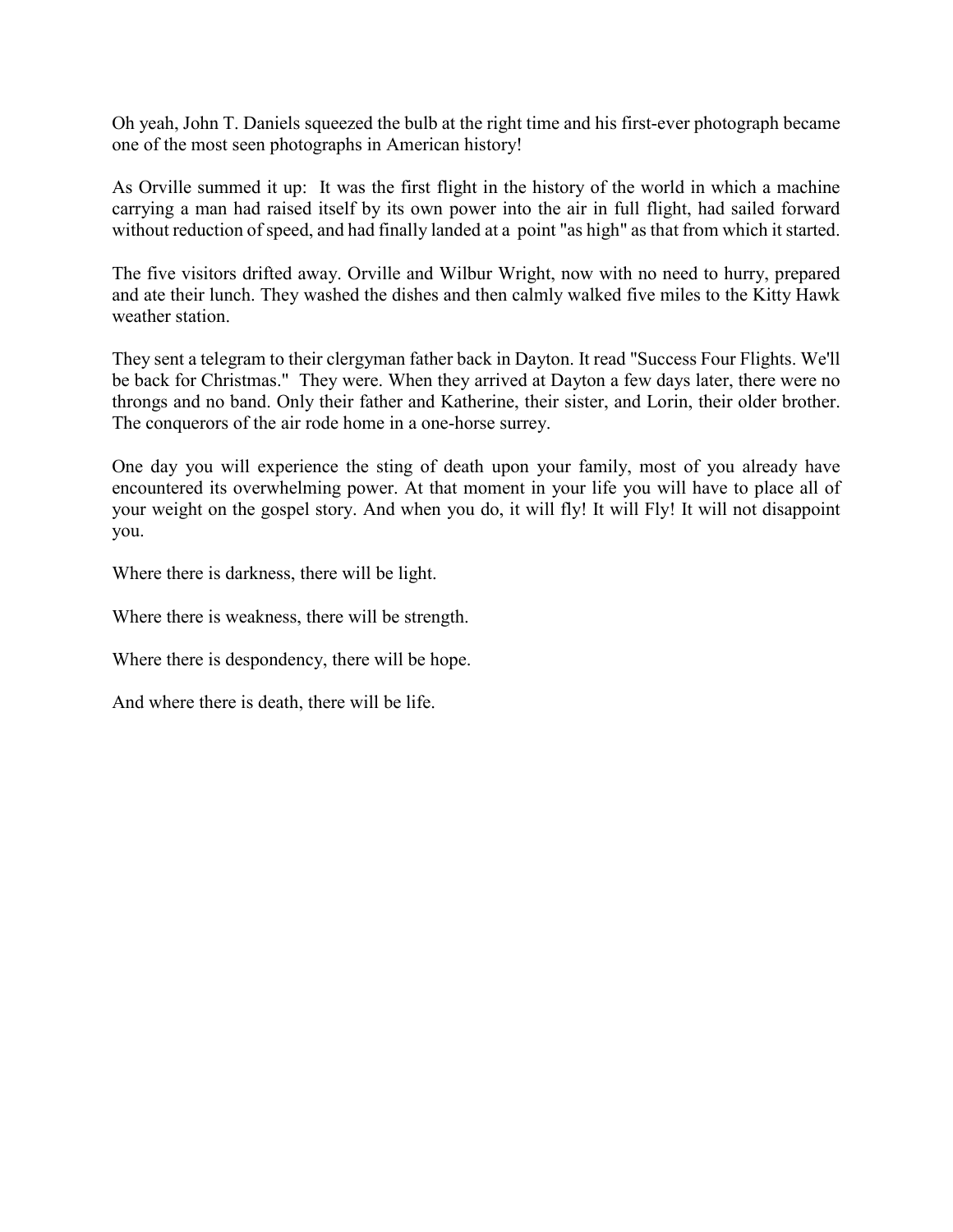Oh yeah, John T. Daniels squeezed the bulb at the right time and his first-ever photograph became one of the most seen photographs in American history!

As Orville summed it up: It was the first flight in the history of the world in which a machine carrying a man had raised itself by its own power into the air in full flight, had sailed forward without reduction of speed, and had finally landed at a point "as high" as that from which it started.

The five visitors drifted away. Orville and Wilbur Wright, now with no need to hurry, prepared and ate their lunch. They washed the dishes and then calmly walked five miles to the Kitty Hawk weather station.

They sent a telegram to their clergyman father back in Dayton. It read "Success Four Flights. We'll be back for Christmas." They were. When they arrived at Dayton a few days later, there were no throngs and no band. Only their father and Katherine, their sister, and Lorin, their older brother. The conquerors of the air rode home in a one-horse surrey.

One day you will experience the sting of death upon your family, most of you already have encountered its overwhelming power. At that moment in your life you will have to place all of your weight on the gospel story. And when you do, it will fly! It will Fly! It will not disappoint you.

Where there is darkness, there will be light.

Where there is weakness, there will be strength.

Where there is despondency, there will be hope.

And where there is death, there will be life.